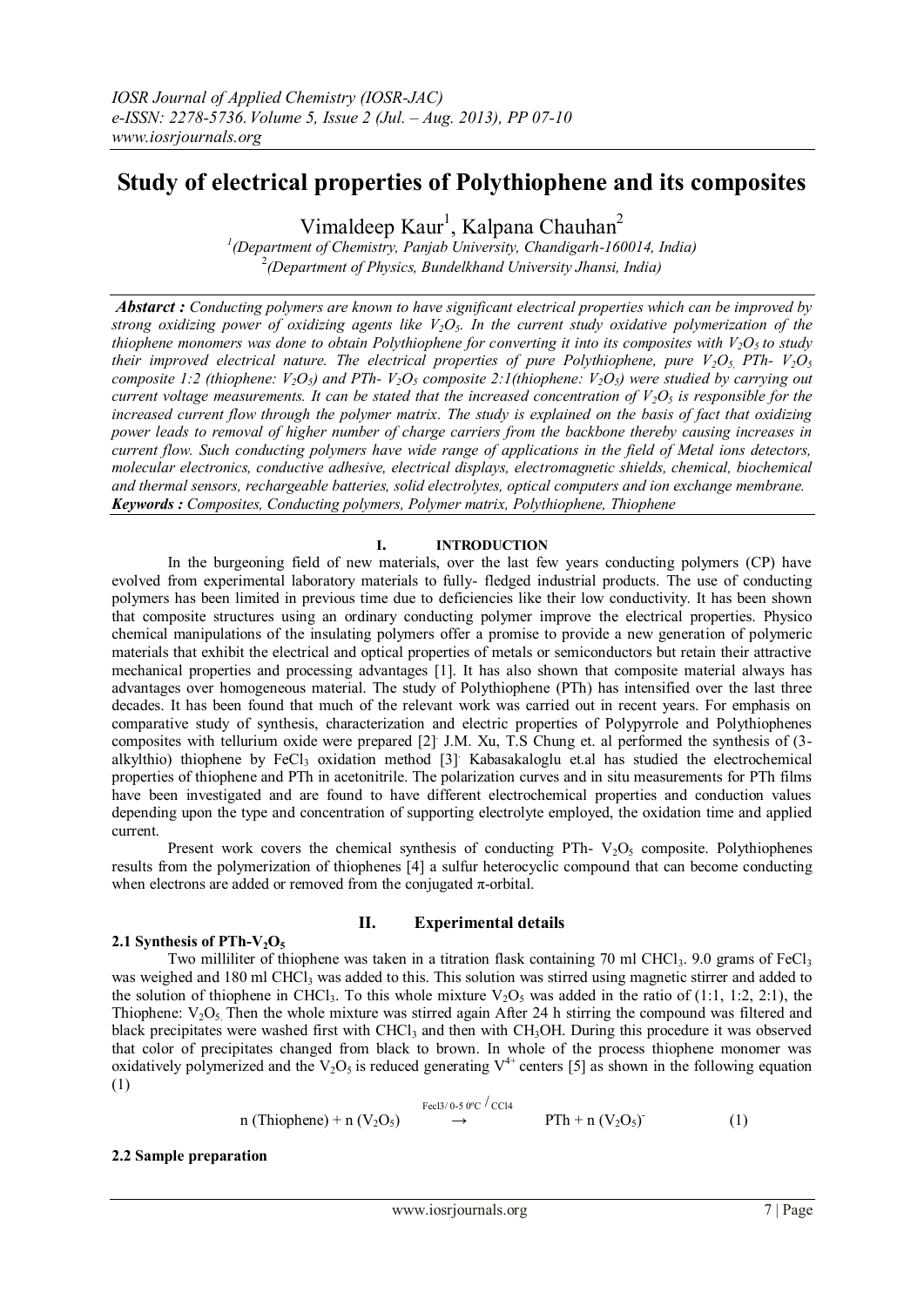# Study of electrical properties of Polythiophene and its composites

Vimaldeep Kaur[1], Kalpana Chauhan[2]

[1](Department of Chemistry, Panjab University, Chandigarh-160014, India)
[2](Department of Physics, Bundelkhand University Jhansi, India)

***Abstarct :*** *Conducting polymers are known to have significant electrical properties which can be improved by strong oxidizing power of oxidizing agents like $V_2O_5$. In the current study oxidative polymerization of the thiophene monomers was done to obtain Polythiophene for converting it into its composites with $V_2O_5$ to study their improved electrical nature. The electrical properties of pure Polythiophene, pure $V_2O_5$, PTh- $V_2O_5$ composite 1:2 (thiophene: $V_2O_5$) and PTh- $V_2O_5$ composite 2:1(thiophene: $V_2O_5$) were studied by carrying out current voltage measurements. It can be stated that the increased concentration of $V_2O_5$ is responsible for the increased current flow through the polymer matrix. The study is explained on the basis of fact that oxidizing power leads to removal of higher number of charge carriers from the backbone thereby causing increases in current flow. Such conducting polymers have wide range of applications in the field of Metal ions detectors, molecular electronics, conductive adhesive, electrical displays, electromagnetic shields, chemical, biochemical and thermal sensors, rechargeable batteries, solid electrolytes, optical computers and ion exchange membrane.*

***Keywords :*** *Composites, Conducting polymers, Polymer matrix, Polythiophene, Thiophene*

## I. INTRODUCTION

In the burgeoning field of new materials, over the last few years conducting polymers (CP) have evolved from experimental laboratory materials to fully- fledged industrial products. The use of conducting polymers has been limited in previous time due to deficiencies like their low conductivity. It has been shown that composite structures using an ordinary conducting polymer improve the electrical properties. Physico chemical manipulations of the insulating polymers offer a promise to provide a new generation of polymeric materials that exhibit the electrical and optical properties of metals or semiconductors but retain their attractive mechanical properties and processing advantages [1]. It has also shown that composite material always has advantages over homogeneous material. The study of Polythiophene (PTh) has intensified over the last three decades. It has been found that much of the relevant work was carried out in recent years. For emphasis on comparative study of synthesis, characterization and electric properties of Polypyrrole and Polythiophenes composites with tellurium oxide were prepared [2]. J.M. Xu, T.S Chung et. al performed the synthesis of (3-alkylthio) thiophene by $FeCl_3$ oxidation method [3]. Kabasakaloglu et.al has studied the electrochemical properties of thiophene and PTh in acetonitrile. The polarization curves and in situ measurements for PTh films have been investigated and are found to have different electrochemical properties and conduction values depending upon the type and concentration of supporting electrolyte employed, the oxidation time and applied current.

Present work covers the chemical synthesis of conducting PTh- $V_2O_5$ composite. Polythiophenes results from the polymerization of thiophenes [4] a sulfur heterocyclic compound that can become conducting when electrons are added or removed from the conjugated π-orbital.

## II. Experimental details

### 2.1 Synthesis of PTh-$V_2O_5$

Two milliliter of thiophene was taken in a titration flask containing 70 ml $CHCl_3$. 9.0 grams of $FeCl_3$ was weighed and 180 ml $CHCl_3$ was added to this. This solution was stirred using magnetic stirrer and added to the solution of thiophene in $CHCl_3$. To this whole mixture $V_2O_5$ was added in the ratio of (1:1, 1:2, 2:1), the Thiophene: $V_2O_5$. Then the whole mixture was stirred again After 24 h stirring the compound was filtered and black precipitates were washed first with $CHCl_3$ and then with $CH_3OH$. During this procedure it was observed that color of precipitates changed from black to brown. In whole of the process thiophene monomer was oxidatively polymerized and the $V_2O_5$ is reduced generating $V^{4+}$ centers [5] as shown in the following equation (1)

$$\text{n (Thiophene)} + \text{n} (V_2O_5) \xrightarrow{FeCl_3/\,0\text{-}5\,^0C\,/\,CCl_4} \text{PTh} + \text{n} (V_2O_5)^- \qquad (1)$$

### 2.2 Sample preparation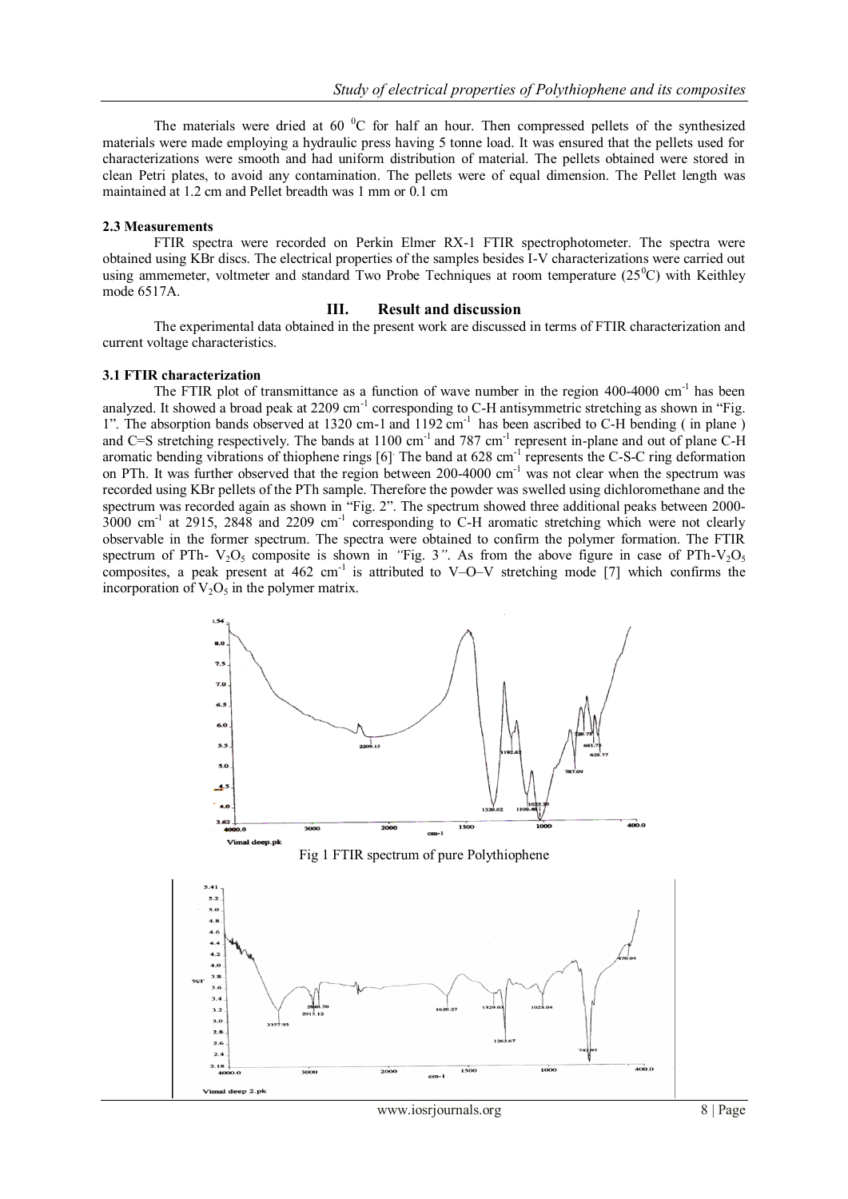The materials were dried at 60 $^0$C for half an hour. Then compressed pellets of the synthesized materials were made employing a hydraulic press having 5 tonne load. It was ensured that the pellets used for characterizations were smooth and had uniform distribution of material. The pellets obtained were stored in clean Petri plates, to avoid any contamination. The pellets were of equal dimension. The Pellet length was maintained at 1.2 cm and Pellet breadth was 1 mm or 0.1 cm

### 2.3 Measurements

FTIR spectra were recorded on Perkin Elmer RX-1 FTIR spectrophotometer. The spectra were obtained using KBr discs. The electrical properties of the samples besides I-V characterizations were carried out using ammemeter, voltmeter and standard Two Probe Techniques at room temperature (25$^0$C) with Keithley mode 6517A.

## III. Result and discussion

The experimental data obtained in the present work are discussed in terms of FTIR characterization and current voltage characteristics.

### 3.1 FTIR characterization

The FTIR plot of transmittance as a function of wave number in the region 400-4000 cm$^{-1}$ has been analyzed. It showed a broad peak at 2209 cm$^{-1}$ corresponding to C-H antisymmetric stretching as shown in "Fig. 1". The absorption bands observed at 1320 cm-1 and 1192 cm$^{-1}$ has been ascribed to C-H bending ( in plane ) and C=S stretching respectively. The bands at 1100 cm$^{-1}$ and 787 cm$^{-1}$ represent in-plane and out of plane C-H aromatic bending vibrations of thiophene rings [6]. The band at 628 cm$^{-1}$ represents the C-S-C ring deformation on PTh. It was further observed that the region between 200-4000 cm$^{-1}$ was not clear when the spectrum was recorded using KBr pellets of the PTh sample. Therefore the powder was swelled using dichloromethane and the spectrum was recorded again as shown in "Fig. 2". The spectrum showed three additional peaks between 2000-3000 cm$^{-1}$ at 2915, 2848 and 2209 cm$^{-1}$ corresponding to C-H aromatic stretching which were not clearly observable in the former spectrum. The spectra were obtained to confirm the polymer formation. The FTIR spectrum of PTh- $V_2O_5$ composite is shown in *"Fig. 3"*. As from the above figure in case of PTh-$V_2O_5$ composites, a peak present at 462 cm$^{-1}$ is attributed to V–O–V stretching mode [7] which confirms the incorporation of $V_2O_5$ in the polymer matrix.

Fig 1 FTIR spectrum of pure Polythiophene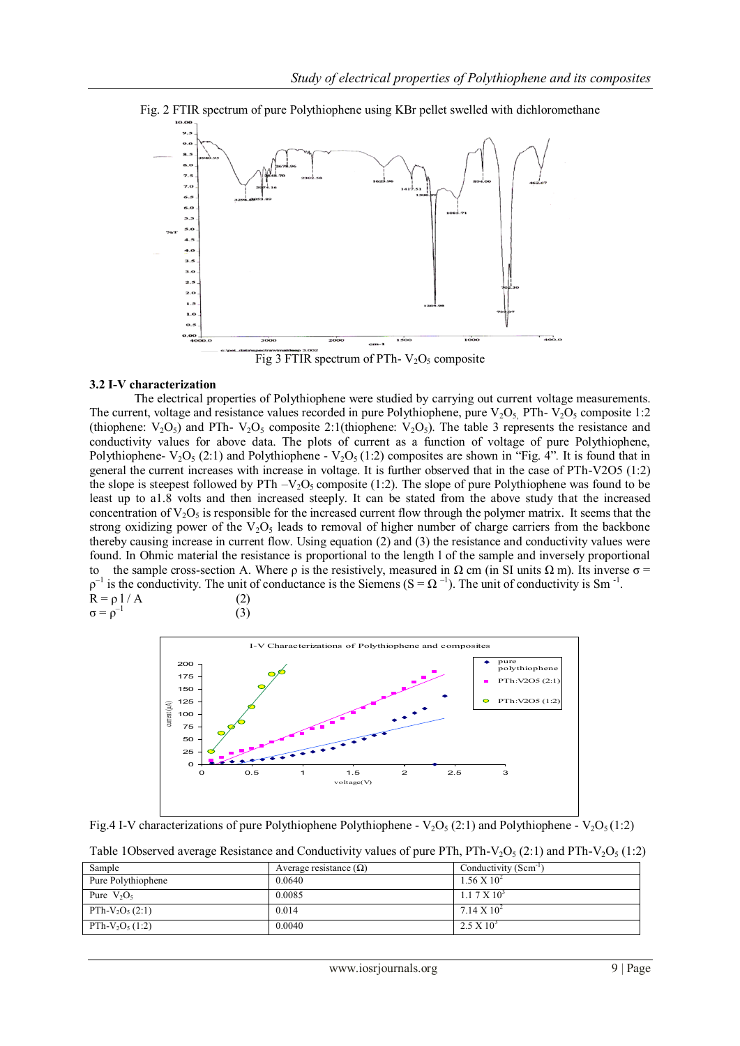Fig. 2 FTIR spectrum of pure Polythiophene using KBr pellet swelled with dichloromethane

Fig 3 FTIR spectrum of PTh- $V_2O_5$ composite

### 3.2 I-V characterization

The electrical properties of Polythiophene were studied by carrying out current voltage measurements. The current, voltage and resistance values recorded in pure Polythiophene, pure $V_2O_5$, PTh- $V_2O_5$ composite 1:2 (thiophene: $V_2O_5$) and PTh- $V_2O_5$ composite 2:1(thiophene: $V_2O_5$). The table 3 represents the resistance and conductivity values for above data. The plots of current as a function of voltage of pure Polythiophene, Polythiophene- $V_2O_5$ (2:1) and Polythiophene - $V_2O_5$ (1:2) composites are shown in "Fig. 4". It is found that in general the current increases with increase in voltage. It is further observed that in the case of PTh-V2O5 (1:2) the slope is steepest followed by PTh –$V_2O_5$ composite (1:2). The slope of pure Polythiophene was found to be least up to a1.8 volts and then increased steeply. It can be stated from the above study that the increased concentration of $V_2O_5$ is responsible for the increased current flow through the polymer matrix. It seems that the strong oxidizing power of the $V_2O_5$ leads to removal of higher number of charge carriers from the backbone thereby causing increase in current flow. Using equation (2) and (3) the resistance and conductivity values were found. In Ohmic material the resistance is proportional to the length l of the sample and inversely proportional to the sample cross-section A. Where ρ is the resistively, measured in Ω cm (in SI units Ω m). Its inverse $\sigma = \rho^{-1}$ is the conductivity. The unit of conductance is the Siemens ($S = \Omega^{-1}$). The unit of conductivity is $Sm^{-1}$.

$$R = \rho\, l / A \qquad (2)$$

$$\sigma = \rho^{-1} \qquad (3)$$

Fig.4 I-V characterizations of pure Polythiophene Polythiophene - $V_2O_5$ (2:1) and Polythiophene - $V_2O_5$ (1:2)

Table 1Observed average Resistance and Conductivity values of pure PTh, PTh-$V_2O_5$ (2:1) and PTh-$V_2O_5$ (1:2)

| Sample | Average resistance (Ω) | Conductivity ($Scm^{-1}$) |
|---|---|---|
| Pure Polythiophene | 0.0640 | $1.56 \times 10^{2}$ |
| Pure $V_2O_5$ | 0.0085 | $1.1\ 7 \times 10^{3}$ |
| PTh-$V_2O_5$ (2:1) | 0.014 | $7.14 \times 10^{2}$ |
| PTh-$V_2O_5$ (1:2) | 0.0040 | $2.5 \times 10^{3}$ |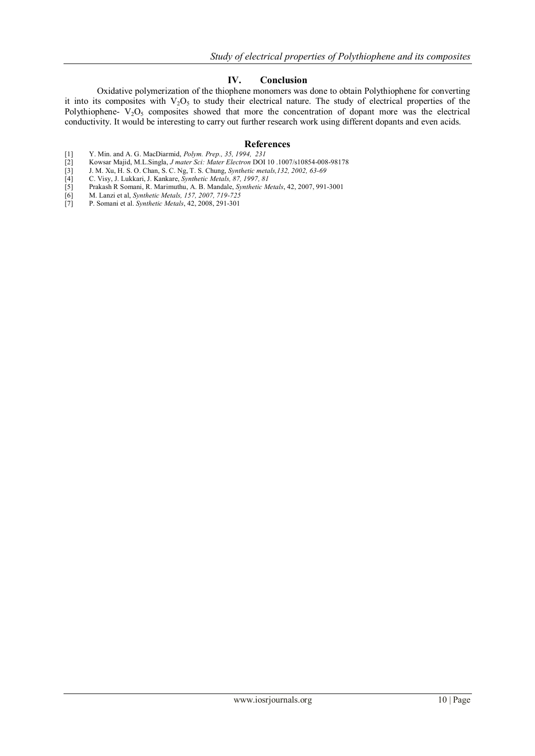## IV. Conclusion

Oxidative polymerization of the thiophene monomers was done to obtain Polythiophene for converting it into its composites with $V_2O_5$ to study their electrical nature. The study of electrical properties of the Polythiophene- $V_2O_5$ composites showed that more the concentration of dopant more was the electrical conductivity. It would be interesting to carry out further research work using different dopants and even acids.

## References

[1] Y. Min. and A. G. MacDiarmid, *Polym. Prep., 35, 1994, 231*

[2] Kowsar Majid, M.L.Singla, *J mater Sci: Mater Electron* DOI 10 .1007/s10854-008-98178

[3] J. M. Xu, H. S. O. Chan, S. C. Ng, T. S. Chung, *Synthetic metals,132, 2002, 63-69*

[4] C. Visy, J. Lukkari, J. Kankare, *Synthetic Metals, 87, 1997, 81*

[5] Prakash R Somani, R. Marimuthu, A. B. Mandale, *Synthetic Metals*, 42, 2007, 991-3001

[6] M. Lanzi et al, *Synthetic Metals, 157, 2007, 719-725*

[7] P. Somani et al. *Synthetic Metals*, 42, 2008, 291-301